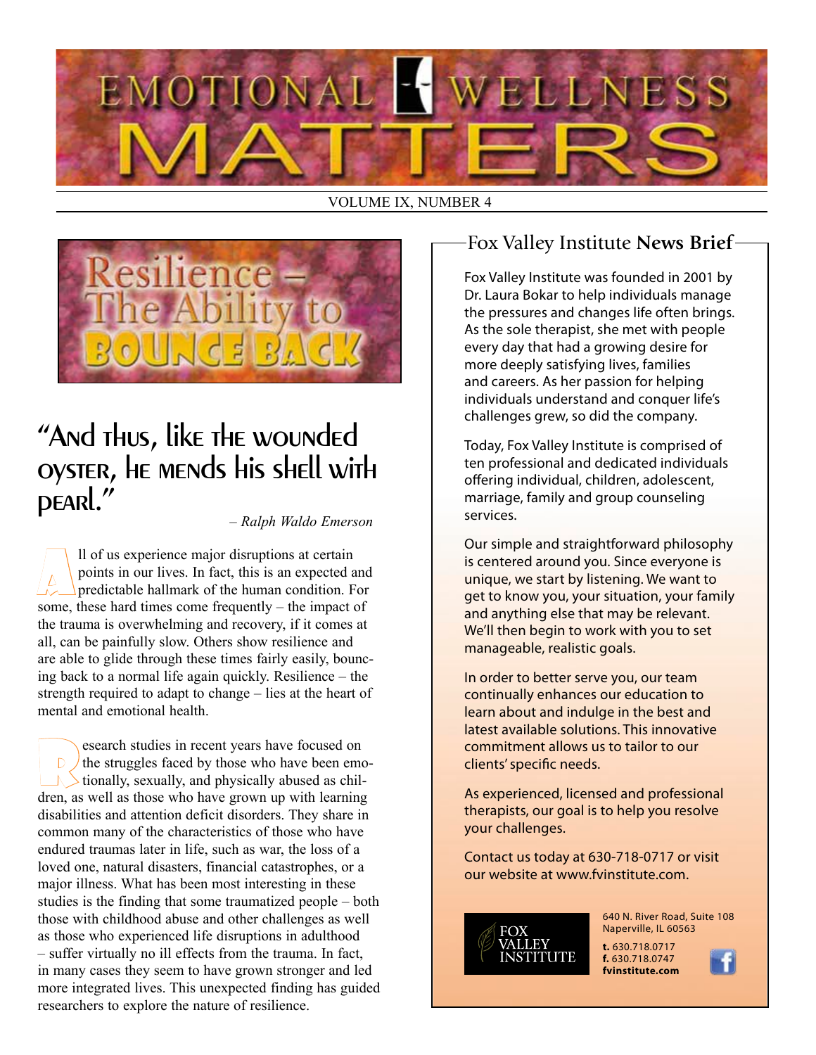# EMOTIONAL WELLNESS MATTERS

VOLUME IX, NUMBER 4

## Resilience – The Ability to BOUNCE BACK

### "And thus, like the wounded oyster, he mends his shell with pearl."

*– Ralph Waldo Emerson*

All of us experience major disruptions at certain points in our lives. In fact, this is an expected and predictable hallmark of the human condition. For some, these hard times come frequently – the impact of the trauma is overwhelming and recovery, if it comes at all, can be painfully slow. Others show resilience and are able to glide through these times fairly easily, bouncing back to a normal life again quickly. Resilience – the strength required to adapt to change – lies at the heart of mental and emotional health.

Research studies in recent years have focused on the struggles faced by those who have been emotionally, sexually, and physically abused as children, as well as those who have grown up with learning disabilities and attention deficit disorders. They share in common many of the characteristics of those who have endured traumas later in life, such as war, the loss of a loved one, natural disasters, financial catastrophes, or a major illness. What has been most interesting in these studies is the finding that some traumatized people – both those with childhood abuse and other challenges as well as those who experienced life disruptions in adulthood – suffer virtually no ill effects from the trauma. In fact, in many cases they seem to have grown stronger and led more integrated lives. This unexpected finding has guided researchers to explore the nature of resilience.

## Fox Valley Institute **News Brief**

Fox Valley Institute was founded in 2001 by Dr. Laura Bokar to help individuals manage the pressures and changes life often brings. As the sole therapist, she met with people every day that had a growing desire for more deeply satisfying lives, families and careers. As her passion for helping individuals understand and conquer life's challenges grew, so did the company.

Today, Fox Valley Institute is comprised of ten professional and dedicated individuals offering individual, children, adolescent, marriage, family and group counseling services.

Our simple and straightforward philosophy is centered around you. Since everyone is unique, we start by listening. We want to get to know you, your situation, your family and anything else that may be relevant. We'll then begin to work with you to set manageable, realistic goals.

In order to better serve you, our team continually enhances our education to learn about and indulge in the best and latest available solutions. This innovative commitment allows us to tailor to our clients' specific needs.

As experienced, licensed and professional therapists, our goal is to help you resolve your challenges.

Contact us today at 630-718-0717 or visit our website at www.fvinstitute.com.

FOX VALLEY INSTITUTE

640 N. River Road, Suite 108
Naperville, IL 60563

**t.** 630.718.0717
**f.** 630.718.0747
**fvinstitute.com**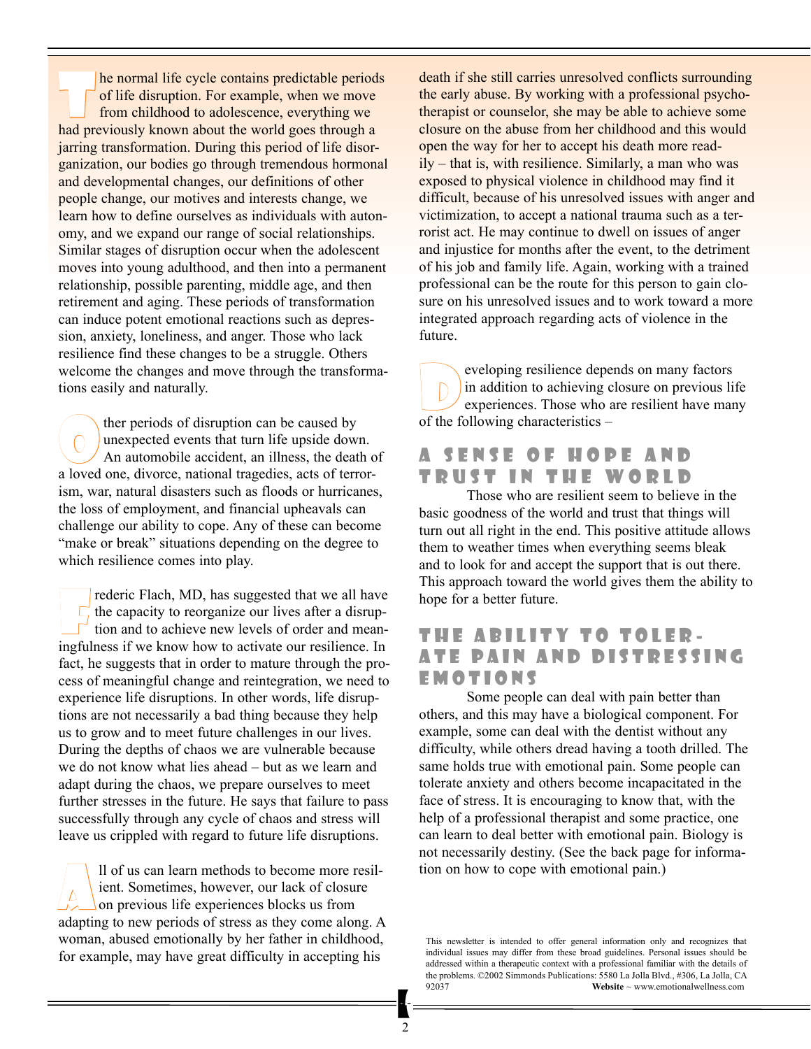The normal life cycle contains predictable periods of life disruption. For example, when we move from childhood to adolescence, everything we had previously known about the world goes through a jarring transformation. During this period of life disorganization, our bodies go through tremendous hormonal and developmental changes, our definitions of other people change, our motives and interests change, we learn how to define ourselves as individuals with autonomy, and we expand our range of social relationships. Similar stages of disruption occur when the adolescent moves into young adulthood, and then into a permanent relationship, possible parenting, middle age, and then retirement and aging. These periods of transformation can induce potent emotional reactions such as depression, anxiety, loneliness, and anger. Those who lack resilience find these changes to be a struggle. Others welcome the changes and move through the transformations easily and naturally.

Other periods of disruption can be caused by unexpected events that turn life upside down. An automobile accident, an illness, the death of a loved one, divorce, national tragedies, acts of terrorism, war, natural disasters such as floods or hurricanes, the loss of employment, and financial upheavals can challenge our ability to cope. Any of these can become "make or break" situations depending on the degree to which resilience comes into play.

Frederic Flach, MD, has suggested that we all have the capacity to reorganize our lives after a disruption and to achieve new levels of order and meaningfulness if we know how to activate our resilience. In fact, he suggests that in order to mature through the process of meaningful change and reintegration, we need to experience life disruptions. In other words, life disruptions are not necessarily a bad thing because they help us to grow and to meet future challenges in our lives. During the depths of chaos we are vulnerable because we do not know what lies ahead – but as we learn and adapt during the chaos, we prepare ourselves to meet further stresses in the future. He says that failure to pass successfully through any cycle of chaos and stress will leave us crippled with regard to future life disruptions.

All of us can learn methods to become more resilient. Sometimes, however, our lack of closure on previous life experiences blocks us from adapting to new periods of stress as they come along. A woman, abused emotionally by her father in childhood, for example, may have great difficulty in accepting his death if she still carries unresolved conflicts surrounding the early abuse. By working with a professional psychotherapist or counselor, she may be able to achieve some closure on the abuse from her childhood and this would open the way for her to accept his death more readily – that is, with resilience. Similarly, a man who was exposed to physical violence in childhood may find it difficult, because of his unresolved issues with anger and victimization, to accept a national trauma such as a terrorist act. He may continue to dwell on issues of anger and injustice for months after the event, to the detriment of his job and family life. Again, working with a trained professional can be the route for this person to gain closure on his unresolved issues and to work toward a more integrated approach regarding acts of violence in the future.

Developing resilience depends on many factors in addition to achieving closure on previous life experiences. Those who are resilient have many of the following characteristics –

## A Sense of Hope and Trust in the World

Those who are resilient seem to believe in the basic goodness of the world and trust that things will turn out all right in the end. This positive attitude allows them to weather times when everything seems bleak and to look for and accept the support that is out there. This approach toward the world gives them the ability to hope for a better future.

## The Ability to Tolerate Pain and Distressing Emotions

Some people can deal with pain better than others, and this may have a biological component. For example, some can deal with the dentist without any difficulty, while others dread having a tooth drilled. The same holds true with emotional pain. Some people can tolerate anxiety and others become incapacitated in the face of stress. It is encouraging to know that, with the help of a professional therapist and some practice, one can learn to deal better with emotional pain. Biology is not necessarily destiny. (See the back page for information on how to cope with emotional pain.)

This newsletter is intended to offer general information only and recognizes that individual issues may differ from these broad guidelines. Personal issues should be addressed within a therapeutic context with a professional familiar with the details of the problems. ©2002 Simmonds Publications: 5580 La Jolla Blvd., #306, La Jolla, CA 92037 **Website** ~ www.emotionalwellness.com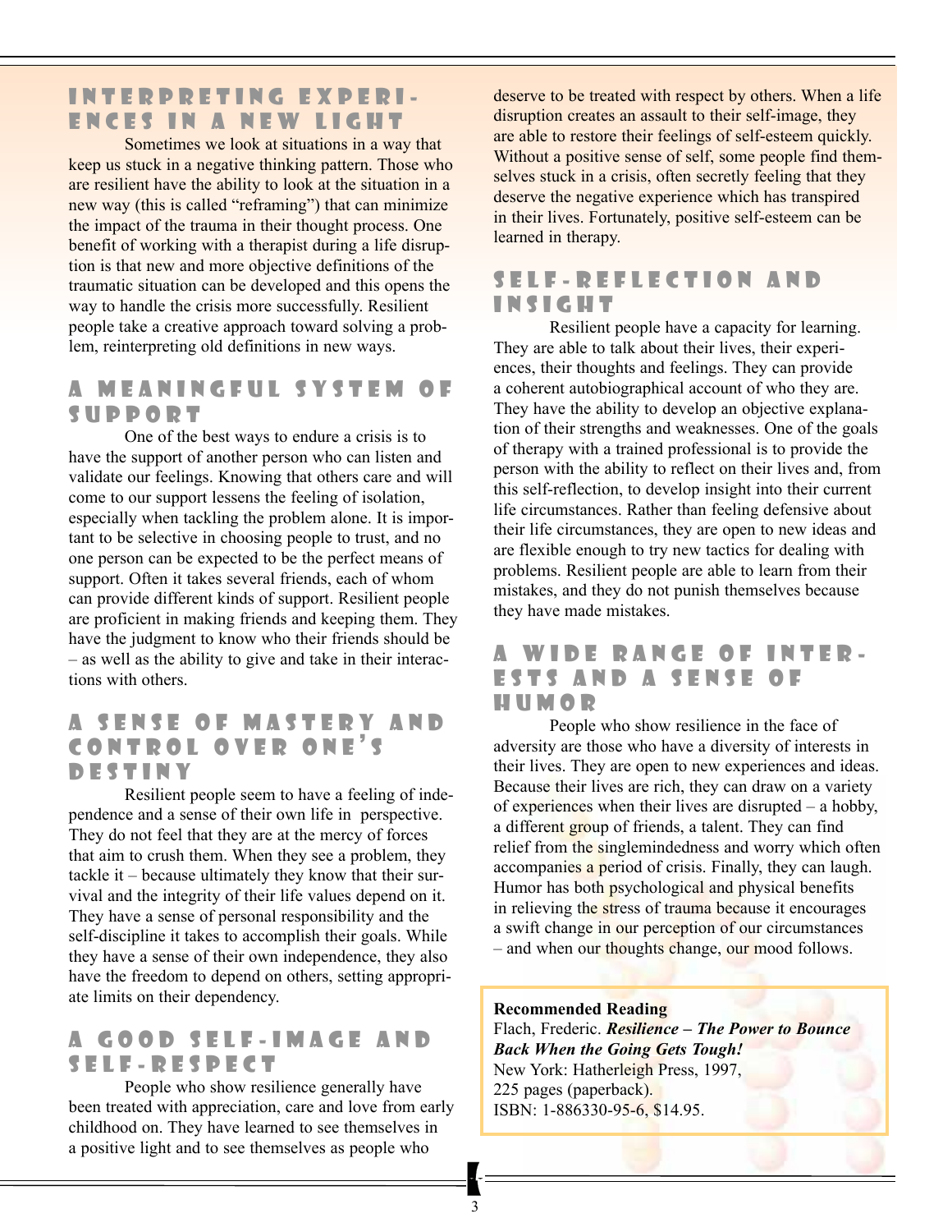## Interpreting Experiences in a New Light

Sometimes we look at situations in a way that keep us stuck in a negative thinking pattern. Those who are resilient have the ability to look at the situation in a new way (this is called "reframing") that can minimize the impact of the trauma in their thought process. One benefit of working with a therapist during a life disruption is that new and more objective definitions of the traumatic situation can be developed and this opens the way to handle the crisis more successfully. Resilient people take a creative approach toward solving a problem, reinterpreting old definitions in new ways.

## A Meaningful System of Support

One of the best ways to endure a crisis is to have the support of another person who can listen and validate our feelings. Knowing that others care and will come to our support lessens the feeling of isolation, especially when tackling the problem alone. It is important to be selective in choosing people to trust, and no one person can be expected to be the perfect means of support. Often it takes several friends, each of whom can provide different kinds of support. Resilient people are proficient in making friends and keeping them. They have the judgment to know who their friends should be – as well as the ability to give and take in their interactions with others.

## A Sense of Mastery and Control Over One's Destiny

Resilient people seem to have a feeling of independence and a sense of their own life in perspective. They do not feel that they are at the mercy of forces that aim to crush them. When they see a problem, they tackle it – because ultimately they know that their survival and the integrity of their life values depend on it. They have a sense of personal responsibility and the self-discipline it takes to accomplish their goals. While they have a sense of their own independence, they also have the freedom to depend on others, setting appropriate limits on their dependency.

## A Good Self-Image and Self-Respect

People who show resilience generally have been treated with appreciation, care and love from early childhood on. They have learned to see themselves in a positive light and to see themselves as people who deserve to be treated with respect by others. When a life disruption creates an assault to their self-image, they are able to restore their feelings of self-esteem quickly. Without a positive sense of self, some people find themselves stuck in a crisis, often secretly feeling that they deserve the negative experience which has transpired in their lives. Fortunately, positive self-esteem can be learned in therapy.

## Self-Reflection and Insight

Resilient people have a capacity for learning. They are able to talk about their lives, their experiences, their thoughts and feelings. They can provide a coherent autobiographical account of who they are. They have the ability to develop an objective explanation of their strengths and weaknesses. One of the goals of therapy with a trained professional is to provide the person with the ability to reflect on their lives and, from this self-reflection, to develop insight into their current life circumstances. Rather than feeling defensive about their life circumstances, they are open to new ideas and are flexible enough to try new tactics for dealing with problems. Resilient people are able to learn from their mistakes, and they do not punish themselves because they have made mistakes.

## A Wide Range of Interests and a Sense of Humor

People who show resilience in the face of adversity are those who have a diversity of interests in their lives. They are open to new experiences and ideas. Because their lives are rich, they can draw on a variety of experiences when their lives are disrupted – a hobby, a different group of friends, a talent. They can find relief from the singlemindedness and worry which often accompanies a period of crisis. Finally, they can laugh. Humor has both psychological and physical benefits in relieving the stress of trauma because it encourages a swift change in our perception of our circumstances – and when our thoughts change, our mood follows.

**Recommended Reading**
Flach, Frederic. ***Resilience – The Power to Bounce Back When the Going Gets Tough!***
New York: Hatherleigh Press, 1997,
225 pages (paperback).
ISBN: 1-886330-95-6, $14.95.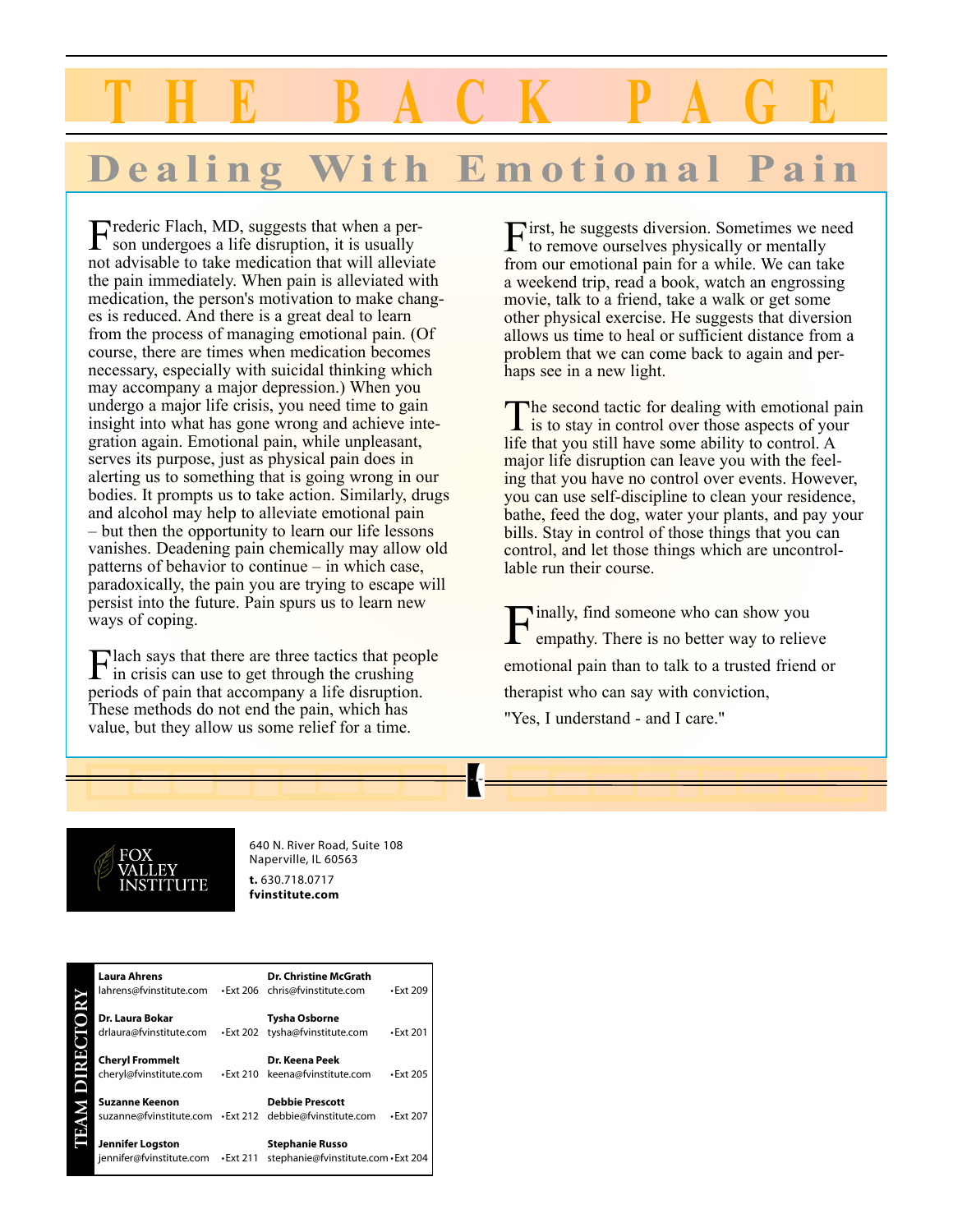# THE BACK PAGE

## Dealing With Emotional Pain

Frederic Flach, MD, suggests that when a person undergoes a life disruption, it is usually not advisable to take medication that will alleviate the pain immediately. When pain is alleviated with medication, the person's motivation to make changes is reduced. And there is a great deal to learn from the process of managing emotional pain. (Of course, there are times when medication becomes necessary, especially with suicidal thinking which may accompany a major depression.) When you undergo a major life crisis, you need time to gain insight into what has gone wrong and achieve integration again. Emotional pain, while unpleasant, serves its purpose, just as physical pain does in alerting us to something that is going wrong in our bodies. It prompts us to take action. Similarly, drugs and alcohol may help to alleviate emotional pain – but then the opportunity to learn our life lessons vanishes. Deadening pain chemically may allow old patterns of behavior to continue – in which case, paradoxically, the pain you are trying to escape will persist into the future. Pain spurs us to learn new ways of coping.

Flach says that there are three tactics that people in crisis can use to get through the crushing periods of pain that accompany a life disruption. These methods do not end the pain, which has value, but they allow us some relief for a time.

First, he suggests diversion. Sometimes we need to remove ourselves physically or mentally from our emotional pain for a while. We can take a weekend trip, read a book, watch an engrossing movie, talk to a friend, take a walk or get some other physical exercise. He suggests that diversion allows us time to heal or sufficient distance from a problem that we can come back to again and perhaps see in a new light.

The second tactic for dealing with emotional pain is to stay in control over those aspects of your life that you still have some ability to control. A major life disruption can leave you with the feeling that you have no control over events. However, you can use self-discipline to clean your residence, bathe, feed the dog, water your plants, and pay your bills. Stay in control of those things that you can control, and let those things which are uncontrollable run their course.

Finally, find someone who can show you empathy. There is no better way to relieve emotional pain than to talk to a trusted friend or therapist who can say with conviction, "Yes, I understand - and I care."

---

**FOX VALLEY INSTITUTE**

640 N. River Road, Suite 108
Naperville, IL 60563

**t.** 630.718.0717
**fvinstitute.com**

### TEAM DIRECTORY

| | | | |
|---|---|---|---|
| **Laura Ahrens** lahrens@fvinstitute.com | • Ext 206 | **Dr. Christine McGrath** chris@fvinstitute.com | • Ext 209 |
| **Dr. Laura Bokar** drlaura@fvinstitute.com | • Ext 202 | **Tysha Osborne** tysha@fvinstitute.com | • Ext 201 |
| **Cheryl Frommelt** cheryl@fvinstitute.com | • Ext 210 | **Dr. Keena Peek** keena@fvinstitute.com | • Ext 205 |
| **Suzanne Keenon** suzanne@fvinstitute.com | • Ext 212 | **Debbie Prescott** debbie@fvinstitute.com | • Ext 207 |
| **Jennifer Logston** jennifer@fvinstitute.com | • Ext 211 | **Stephanie Russo** stephanie@fvinstitute.com | • Ext 204 |